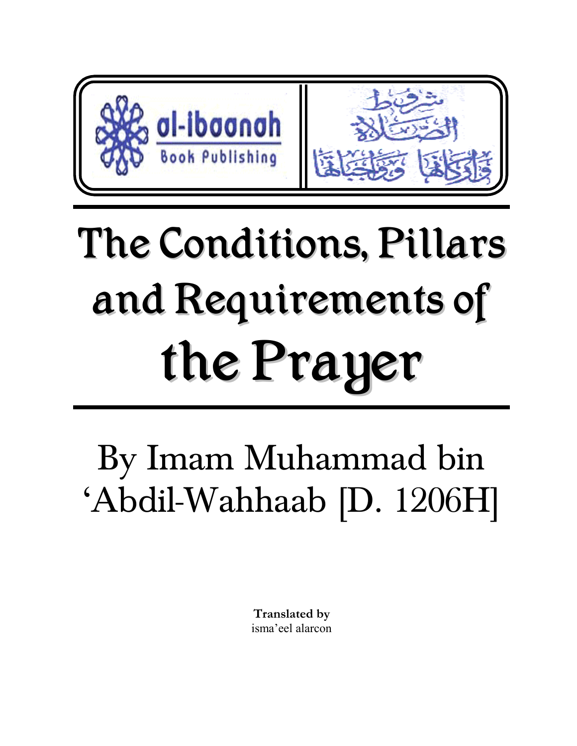al-ibaanah Book Publishing

شروط الصلاة وأركانها وواجباتها

# The Conditions, Pillars and Requirements of the Prayer

By Imam Muhammad bin 'Abdil-Wahhaab [D. 1206H]

**Translated by**
isma'eel alarcon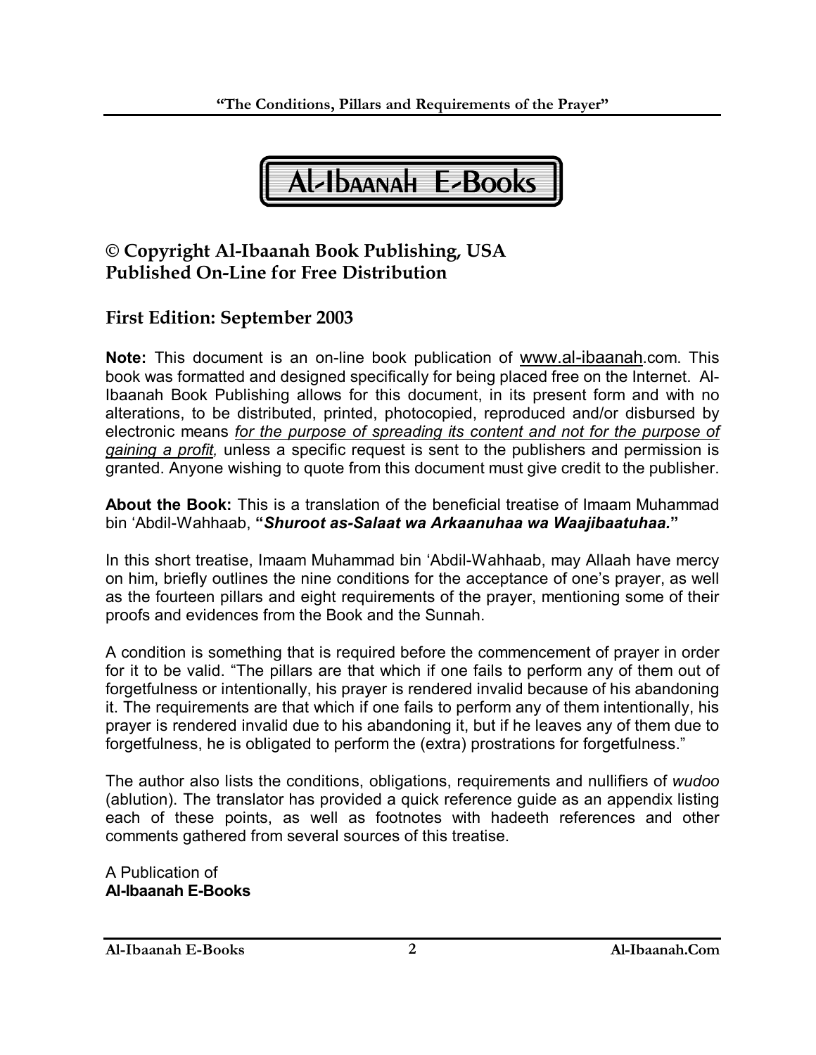Al-Ibaanah E-Books

## © Copyright Al-Ibaanah Book Publishing, USA
## Published On-Line for Free Distribution

## First Edition: September 2003

**Note:** This document is an on-line book publication of www.al-ibaanah.com. This book was formatted and designed specifically for being placed free on the Internet. Al-Ibaanah Book Publishing allows for this document, in its present form and with no alterations, to be distributed, printed, photocopied, reproduced and/or disbursed by electronic means *for the purpose of spreading its content and not for the purpose of gaining a profit,* unless a specific request is sent to the publishers and permission is granted. Anyone wishing to quote from this document must give credit to the publisher.

**About the Book:** This is a translation of the beneficial treatise of Imaam Muhammad bin 'Abdil-Wahhaab, **"*Shuroot as-Salaat wa Arkaanuhaa wa Waajibaatuhaa.*"**

In this short treatise, Imaam Muhammad bin 'Abdil-Wahhaab, may Allaah have mercy on him, briefly outlines the nine conditions for the acceptance of one's prayer, as well as the fourteen pillars and eight requirements of the prayer, mentioning some of their proofs and evidences from the Book and the Sunnah.

A condition is something that is required before the commencement of prayer in order for it to be valid. "The pillars are that which if one fails to perform any of them out of forgetfulness or intentionally, his prayer is rendered invalid because of his abandoning it. The requirements are that which if one fails to perform any of them intentionally, his prayer is rendered invalid due to his abandoning it, but if he leaves any of them due to forgetfulness, he is obligated to perform the (extra) prostrations for forgetfulness."

The author also lists the conditions, obligations, requirements and nullifiers of *wudoo* (ablution). The translator has provided a quick reference guide as an appendix listing each of these points, as well as footnotes with hadeeth references and other comments gathered from several sources of this treatise.

A Publication of
**Al-Ibaanah E-Books**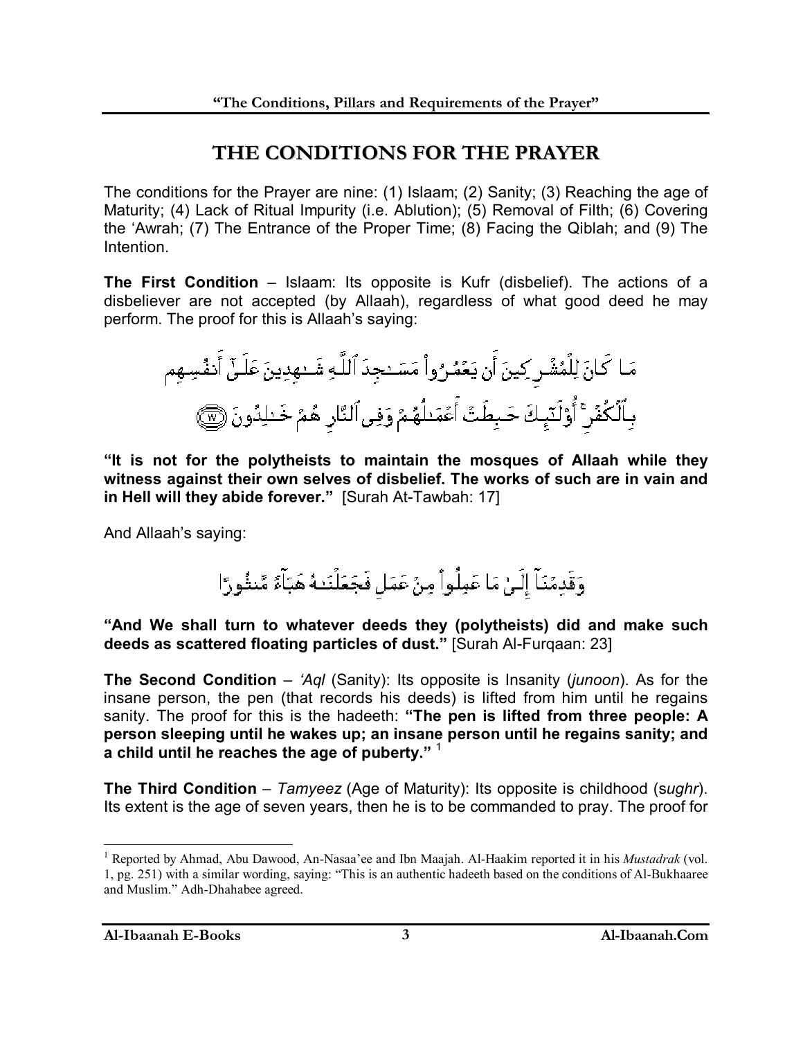## THE CONDITIONS FOR THE PRAYER

The conditions for the Prayer are nine: (1) Islaam; (2) Sanity; (3) Reaching the age of Maturity; (4) Lack of Ritual Impurity (i.e. Ablution); (5) Removal of Filth; (6) Covering the 'Awrah; (7) The Entrance of the Proper Time; (8) Facing the Qiblah; and (9) The Intention.

**The First Condition** – Islaam: Its opposite is Kufr (disbelief). The actions of a disbeliever are not accepted (by Allaah), regardless of what good deed he may perform. The proof for this is Allaah's saying:

مَا كَانَ لِلْمُشْرِكِينَ أَن يَعْمُرُواْ مَسَـٰجِدَ ٱللَّهِ شَـٰهِدِينَ عَلَىٰٓ أَنفُسِهِم بِٱلْكُفْرِ ۚ أُوْلَـٰٓئِكَ حَبِطَتْ أَعْمَـٰلُهُمْ وَفِى ٱلنَّارِ هُمْ خَـٰلِدُونَ ﴿١٧﴾

**"It is not for the polytheists to maintain the mosques of Allaah while they witness against their own selves of disbelief. The works of such are in vain and in Hell will they abide forever."** [Surah At-Tawbah: 17]

And Allaah's saying:

وَقَدِمْنَآ إِلَىٰ مَا عَمِلُواْ مِنْ عَمَلٍ فَجَعَلْنَـٰهُ هَبَآءً مَّنثُورًا

**"And We shall turn to whatever deeds they (polytheists) did and make such deeds as scattered floating particles of dust."** [Surah Al-Furqaan: 23]

**The Second Condition** – *'Aql* (Sanity): Its opposite is Insanity (*junoon*). As for the insane person, the pen (that records his deeds) is lifted from him until he regains sanity. The proof for this is the hadeeth: **"The pen is lifted from three people: A person sleeping until he wakes up; an insane person until he regains sanity; and a child until he reaches the age of puberty."** [1]

**The Third Condition** – *Tamyeez* (Age of Maturity): Its opposite is childhood (s*ughr*). Its extent is the age of seven years, then he is to be commanded to pray. The proof for

---

[1] Reported by Ahmad, Abu Dawood, An-Nasaa'ee and Ibn Maajah. Al-Haakim reported it in his *Mustadrak* (vol. 1, pg. 251) with a similar wording, saying: "This is an authentic hadeeth based on the conditions of Al-Bukhaaree and Muslim." Adh-Dhahabee agreed.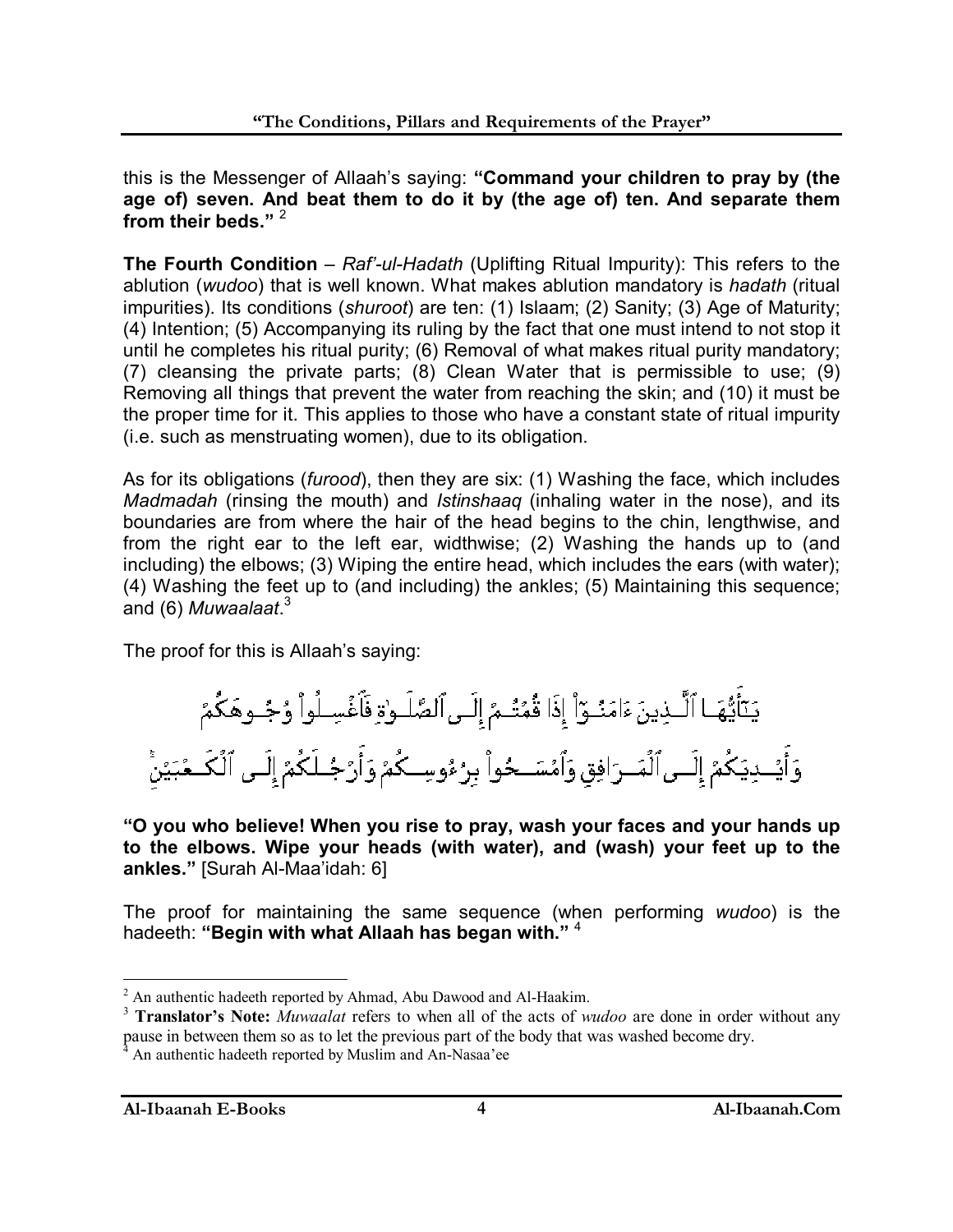this is the Messenger of Allaah's saying: **"Command your children to pray by (the age of) seven. And beat them to do it by (the age of) ten. And separate them from their beds."** [2]

**The Fourth Condition** – *Raf'-ul-Hadath* (Uplifting Ritual Impurity): This refers to the ablution (*wudoo*) that is well known. What makes ablution mandatory is *hadath* (ritual impurities). Its conditions (*shuroot*) are ten: (1) Islaam; (2) Sanity; (3) Age of Maturity; (4) Intention; (5) Accompanying its ruling by the fact that one must intend to not stop it until he completes his ritual purity; (6) Removal of what makes ritual purity mandatory; (7) cleansing the private parts; (8) Clean Water that is permissible to use; (9) Removing all things that prevent the water from reaching the skin; and (10) it must be the proper time for it. This applies to those who have a constant state of ritual impurity (i.e. such as menstruating women), due to its obligation.

As for its obligations (*furood*), then they are six: (1) Washing the face, which includes *Madmadah* (rinsing the mouth) and *Istinshaaq* (inhaling water in the nose), and its boundaries are from where the hair of the head begins to the chin, lengthwise, and from the right ear to the left ear, widthwise; (2) Washing the hands up to (and including) the elbows; (3) Wiping the entire head, which includes the ears (with water); (4) Washing the feet up to (and including) the ankles; (5) Maintaining this sequence; and (6) *Muwaalaat*.[3]

The proof for this is Allaah's saying:

يَٰٓأَيُّهَا ٱلَّذِينَ ءَامَنُوٓاْ إِذَا قُمۡتُمۡ إِلَى ٱلصَّلَوٰةِ فَٱغۡسِلُواْ وُجُوهَكُمۡ وَأَيۡدِيَكُمۡ إِلَى ٱلۡمَرَافِقِ وَٱمۡسَحُواْ بِرُءُوسِكُمۡ وَأَرۡجُلَكُمۡ إِلَى ٱلۡكَعۡبَيۡنِۚ

**"O you who believe! When you rise to pray, wash your faces and your hands up to the elbows. Wipe your heads (with water), and (wash) your feet up to the ankles."** [Surah Al-Maa'idah: 6]

The proof for maintaining the same sequence (when performing *wudoo*) is the hadeeth: **"Begin with what Allaah has began with."** [4]

---

[2] An authentic hadeeth reported by Ahmad, Abu Dawood and Al-Haakim.

[3] **Translator's Note:** *Muwaalat* refers to when all of the acts of *wudoo* are done in order without any pause in between them so as to let the previous part of the body that was washed become dry.

[4] An authentic hadeeth reported by Muslim and An-Nasaa'ee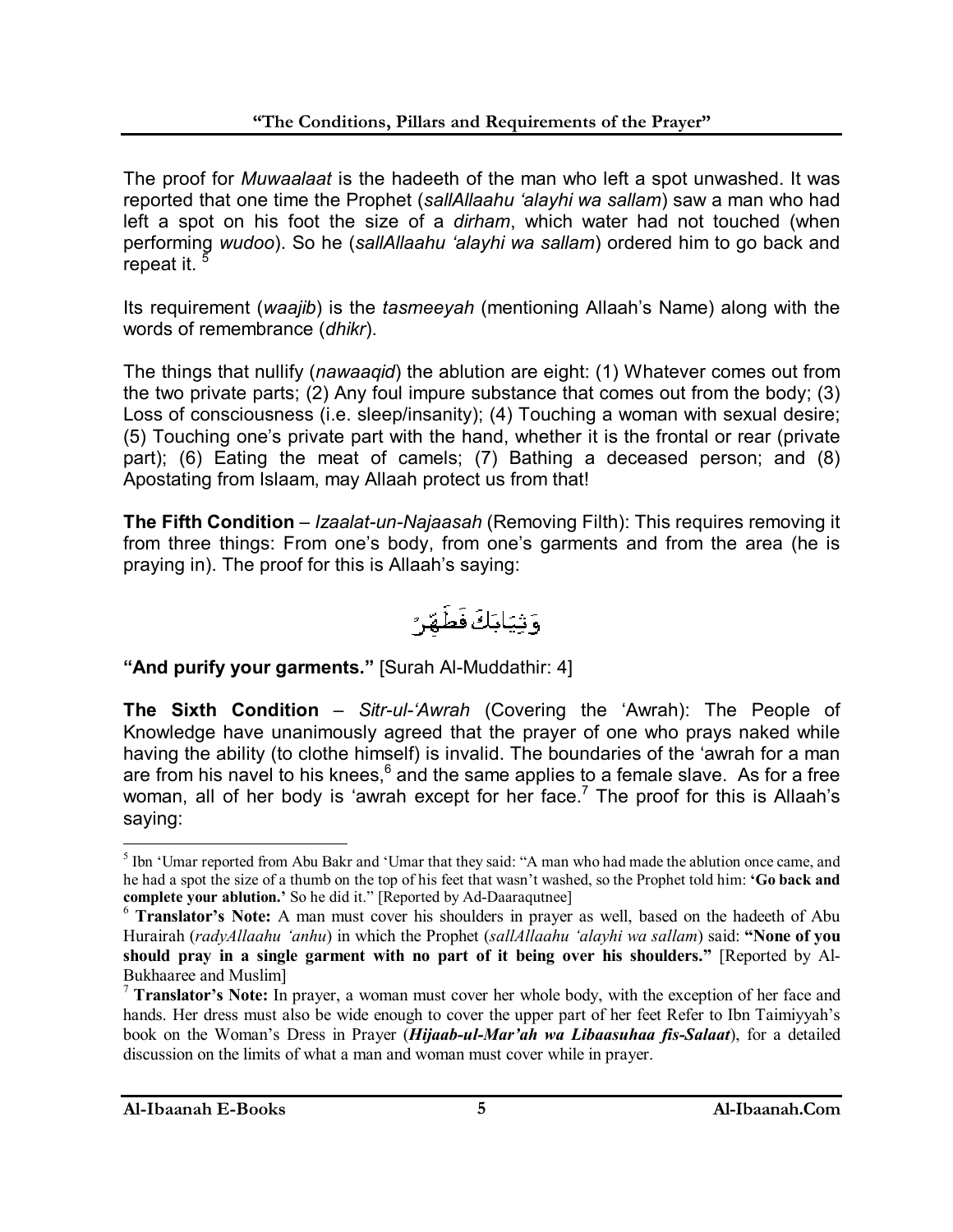The proof for *Muwaalaat* is the hadeeth of the man who left a spot unwashed. It was reported that one time the Prophet (*sallAllaahu 'alayhi wa sallam*) saw a man who had left a spot on his foot the size of a *dirham*, which water had not touched (when performing *wudoo*). So he (*sallAllaahu 'alayhi wa sallam*) ordered him to go back and repeat it.[5]

Its requirement (*waajib*) is the *tasmeeyah* (mentioning Allaah's Name) along with the words of remembrance (*dhikr*).

The things that nullify (*nawaaqid*) the ablution are eight: (1) Whatever comes out from the two private parts; (2) Any foul impure substance that comes out from the body; (3) Loss of consciousness (i.e. sleep/insanity); (4) Touching a woman with sexual desire; (5) Touching one's private part with the hand, whether it is the frontal or rear (private part); (6) Eating the meat of camels; (7) Bathing a deceased person; and (8) Apostating from Islaam, may Allaah protect us from that!

**The Fifth Condition** – *Izaalat-un-Najaasah* (Removing Filth): This requires removing it from three things: From one's body, from one's garments and from the area (he is praying in). The proof for this is Allaah's saying:

وَثِيَابَكَ فَطَهِّرْ

**"And purify your garments."** [Surah Al-Muddathir: 4]

**The Sixth Condition** – *Sitr-ul-'Awrah* (Covering the 'Awrah): The People of Knowledge have unanimously agreed that the prayer of one who prays naked while having the ability (to clothe himself) is invalid. The boundaries of the 'awrah for a man are from his navel to his knees,[6] and the same applies to a female slave. As for a free woman, all of her body is 'awrah except for her face.[7] The proof for this is Allaah's saying:

---

[5] Ibn 'Umar reported from Abu Bakr and 'Umar that they said: "A man who had made the ablution once came, and he had a spot the size of a thumb on the top of his feet that wasn't washed, so the Prophet told him: **'Go back and complete your ablution.'** So he did it." [Reported by Ad-Daaraqutnee]

[6] **Translator's Note:** A man must cover his shoulders in prayer as well, based on the hadeeth of Abu Hurairah (*radyAllaahu 'anhu*) in which the Prophet (*sallAllaahu 'alayhi wa sallam*) said: **"None of you should pray in a single garment with no part of it being over his shoulders."** [Reported by Al-Bukhaaree and Muslim]

[7] **Translator's Note:** In prayer, a woman must cover her whole body, with the exception of her face and hands. Her dress must also be wide enough to cover the upper part of her feet Refer to Ibn Taimiyyah's book on the Woman's Dress in Prayer (***Hijaab-ul-Mar'ah wa Libaasuhaa fis-Salaat***), for a detailed discussion on the limits of what a man and woman must cover while in prayer.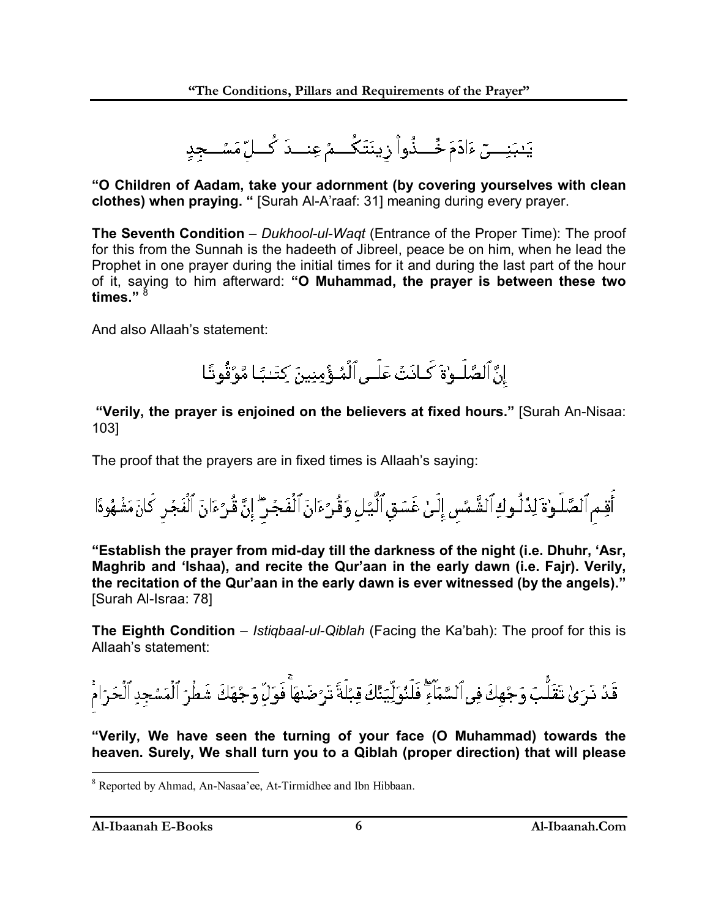يَٰبَنِيٓ ءَادَمَ خُذُواْ زِينَتَكُمۡ عِندَ كُلِّ مَسۡجِدٖ

**"O Children of Aadam, take your adornment (by covering yourselves with clean clothes) when praying. "** [Surah Al-A'raaf: 31] meaning during every prayer.

**The Seventh Condition** – *Dukhool-ul-Waqt* (Entrance of the Proper Time): The proof for this from the Sunnah is the hadeeth of Jibreel, peace be on him, when he lead the Prophet in one prayer during the initial times for it and during the last part of the hour of it, saying to him afterward: **"O Muhammad, the prayer is between these two times."** [8]

And also Allaah's statement:

إِنَّ ٱلصَّلَوٰةَ كَانَتۡ عَلَى ٱلۡمُؤۡمِنِينَ كِتَٰبٗا مَّوۡقُوتٗا

**"Verily, the prayer is enjoined on the believers at fixed hours."** [Surah An-Nisaa: 103]

The proof that the prayers are in fixed times is Allaah's saying:

أَقِمِ ٱلصَّلَوٰةَ لِدُلُوكِ ٱلشَّمۡسِ إِلَىٰ غَسَقِ ٱلَّيۡلِ وَقُرۡءَانَ ٱلۡفَجۡرِۖ إِنَّ قُرۡءَانَ ٱلۡفَجۡرِ كَانَ مَشۡهُودٗا

**"Establish the prayer from mid-day till the darkness of the night (i.e. Dhuhr, 'Asr, Maghrib and 'Ishaa), and recite the Qur'aan in the early dawn (i.e. Fajr). Verily, the recitation of the Qur'aan in the early dawn is ever witnessed (by the angels)."** [Surah Al-Israa: 78]

**The Eighth Condition** – *Istiqbaal-ul-Qiblah* (Facing the Ka'bah): The proof for this is Allaah's statement:

قَدۡ نَرَىٰ تَقَلُّبَ وَجۡهِكَ فِي ٱلسَّمَآءِۖ فَلَنُوَلِّيَنَّكَ قِبۡلَةٗ تَرۡضَىٰهَاۚ فَوَلِّ وَجۡهَكَ شَطۡرَ ٱلۡمَسۡجِدِ ٱلۡحَرَامِۚ

**"Verily, We have seen the turning of your face (O Muhammad) towards the heaven. Surely, We shall turn you to a Qiblah (proper direction) that will please**

---

[8] Reported by Ahmad, An-Nasaa'ee, At-Tirmidhee and Ibn Hibbaan.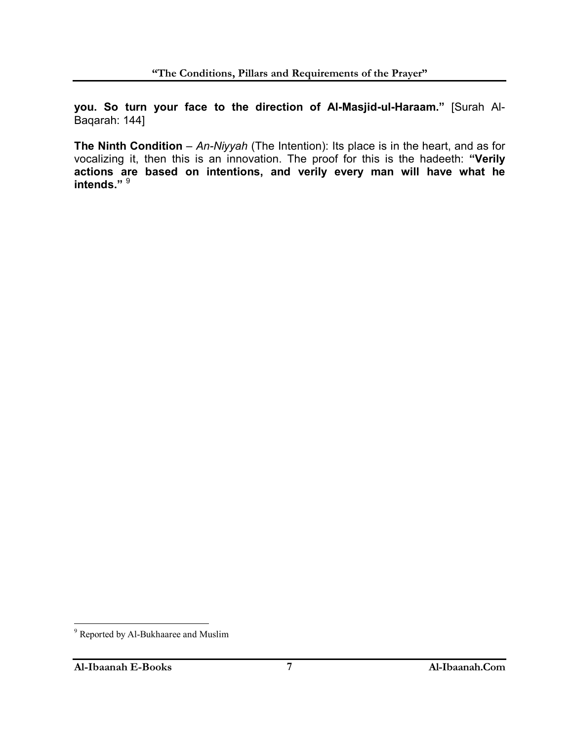**you. So turn your face to the direction of Al-Masjid-ul-Haraam."** [Surah Al-Baqarah: 144]

**The Ninth Condition** – *An-Niyyah* (The Intention): Its place is in the heart, and as for vocalizing it, then this is an innovation. The proof for this is the hadeeth: **"Verily actions are based on intentions, and verily every man will have what he intends."** [9]

[9] Reported by Al-Bukhaaree and Muslim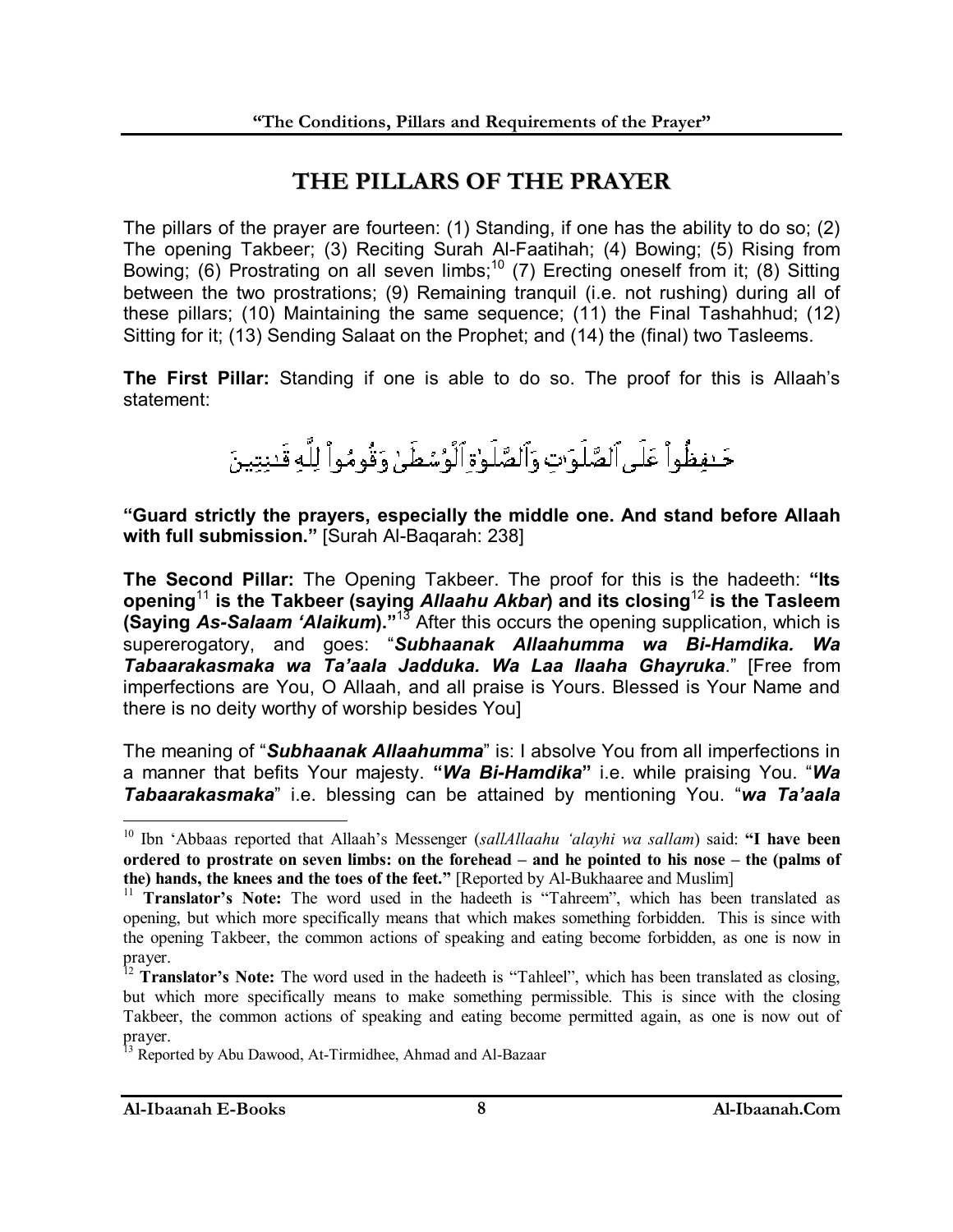# THE PILLARS OF THE PRAYER

The pillars of the prayer are fourteen: (1) Standing, if one has the ability to do so; (2) The opening Takbeer; (3) Reciting Surah Al-Faatihah; (4) Bowing; (5) Rising from Bowing; (6) Prostrating on all seven limbs;[10] (7) Erecting oneself from it; (8) Sitting between the two prostrations; (9) Remaining tranquil (i.e. not rushing) during all of these pillars; (10) Maintaining the same sequence; (11) the Final Tashahhud; (12) Sitting for it; (13) Sending Salaat on the Prophet; and (14) the (final) two Tasleems.

**The First Pillar:** Standing if one is able to do so. The proof for this is Allaah's statement:

حَـٰفِظُواْ عَلَى ٱلصَّلَوَٰتِ وَٱلصَّلَوٰةِ ٱلْوُسْطَىٰ وَقُومُواْ لِلَّهِ قَـٰنِتِينَ

**"Guard strictly the prayers, especially the middle one. And stand before Allaah with full submission."** [Surah Al-Baqarah: 238]

**The Second Pillar:** The Opening Takbeer. The proof for this is the hadeeth: **"Its opening[11] is the Takbeer (saying *Allaahu Akbar*) and its closing[12] is the Tasleem (Saying *As-Salaam 'Alaikum*)."**[13] After this occurs the opening supplication, which is supererogatory, and goes: "***Subhaanak Allaahumma wa Bi-Hamdika. Wa Tabaarakasmaka wa Ta'aala Jadduka. Wa Laa Ilaaha Ghayruka***." [Free from imperfections are You, O Allaah, and all praise is Yours. Blessed is Your Name and there is no deity worthy of worship besides You]

The meaning of "***Subhaanak Allaahumma***" is: I absolve You from all imperfections in a manner that befits Your majesty. **"*Wa Bi-Hamdika*"** i.e. while praising You. "***Wa Tabaarakasmaka***" i.e. blessing can be attained by mentioning You. "***wa Ta'aala***

---

[10] Ibn 'Abbaas reported that Allaah's Messenger (*sallAllaahu 'alayhi wa sallam*) said: **"I have been ordered to prostrate on seven limbs: on the forehead – and he pointed to his nose – the (palms of the) hands, the knees and the toes of the feet."** [Reported by Al-Bukhaaree and Muslim]

[11] **Translator's Note:** The word used in the hadeeth is "Tahreem", which has been translated as opening, but which more specifically means that which makes something forbidden. This is since with the opening Takbeer, the common actions of speaking and eating become forbidden, as one is now in prayer.

[12] **Translator's Note:** The word used in the hadeeth is "Tahleel", which has been translated as closing, but which more specifically means to make something permissible. This is since with the closing Takbeer, the common actions of speaking and eating become permitted again, as one is now out of prayer.

[13] Reported by Abu Dawood, At-Tirmidhee, Ahmad and Al-Bazaar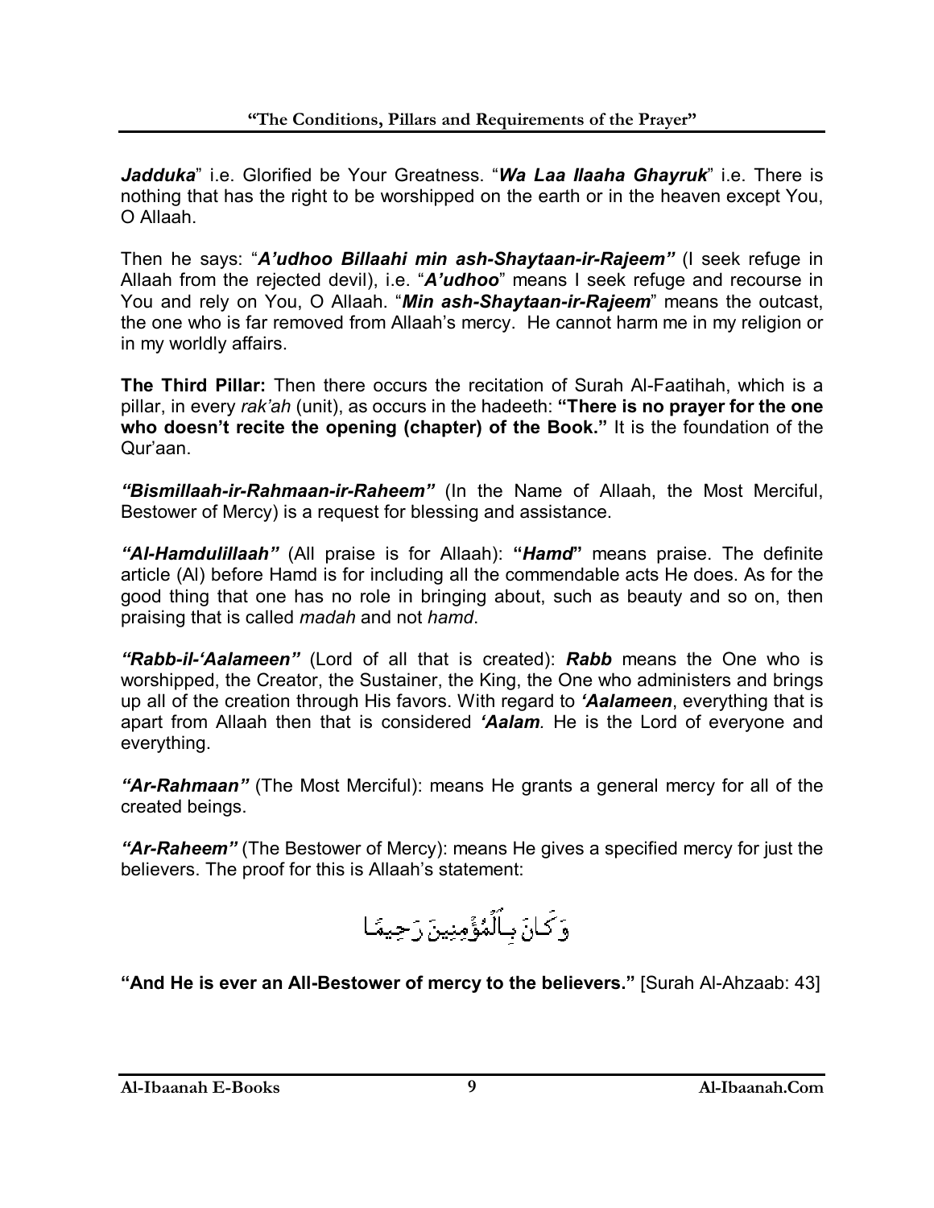***Jadduka*" i.e. Glorified be Your Greatness. "*Wa Laa Ilaaha Ghayruk*" i.e. There is nothing that has the right to be worshipped on the earth or in the heaven except You, O Allaah.

Then he says: "***A'udhoo Billaahi min ash-Shaytaan-ir-Rajeem"*** (I seek refuge in Allaah from the rejected devil), i.e. "***A'udhoo***" means I seek refuge and recourse in You and rely on You, O Allaah. "***Min ash-Shaytaan-ir-Rajeem***" means the outcast, the one who is far removed from Allaah's mercy. He cannot harm me in my religion or in my worldly affairs.

**The Third Pillar:** Then there occurs the recitation of Surah Al-Faatihah, which is a pillar, in every *rak'ah* (unit), as occurs in the hadeeth: **"There is no prayer for the one who doesn't recite the opening (chapter) of the Book."** It is the foundation of the Qur'aan.

***"Bismillaah-ir-Rahmaan-ir-Raheem"*** (In the Name of Allaah, the Most Merciful, Bestower of Mercy) is a request for blessing and assistance.

***"Al-Hamdulillaah"*** (All praise is for Allaah): **"*Hamd*"** means praise. The definite article (Al) before Hamd is for including all the commendable acts He does. As for the good thing that one has no role in bringing about, such as beauty and so on, then praising that is called *madah* and not *hamd*.

***"Rabb-il-'Aalameen"*** (Lord of all that is created): ***Rabb*** means the One who is worshipped, the Creator, the Sustainer, the King, the One who administers and brings up all of the creation through His favors. With regard to ***'Aalameen***, everything that is apart from Allaah then that is considered ***'Aalam***. He is the Lord of everyone and everything.

***"Ar-Rahmaan"*** (The Most Merciful): means He grants a general mercy for all of the created beings.

***"Ar-Raheem"*** (The Bestower of Mercy): means He gives a specified mercy for just the believers. The proof for this is Allaah's statement:

وَكَانَ بِالْمُؤْمِنِينَ رَحِيمًا

**"And He is ever an All-Bestower of mercy to the believers."** [Surah Al-Ahzaab: 43]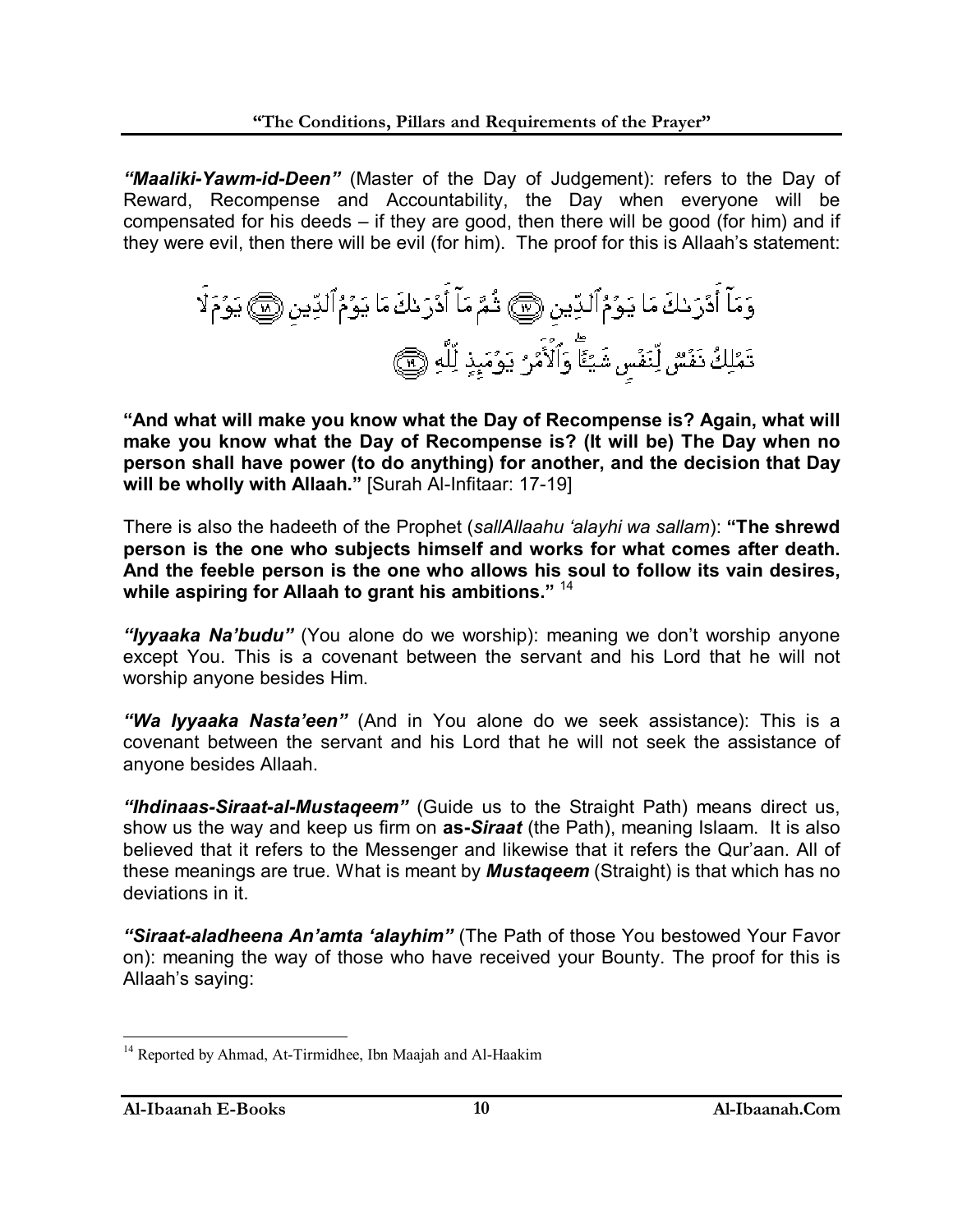***"Maaliki-Yawm-id-Deen"*** (Master of the Day of Judgement): refers to the Day of Reward, Recompense and Accountability, the Day when everyone will be compensated for his deeds – if they are good, then there will be good (for him) and if they were evil, then there will be evil (for him). The proof for this is Allaah's statement:

وَمَآ أَدْرَىٰكَ مَا يَوْمُ ٱلدِّينِ ﴿١٧﴾ ثُمَّ مَآ أَدْرَىٰكَ مَا يَوْمُ ٱلدِّينِ ﴿١٨﴾ يَوْمَ لَا تَمْلِكُ نَفْسٌ لِّنَفْسٍ شَيْـًٔا ۖ وَٱلْأَمْرُ يَوْمَئِذٍ لِّلَّهِ ﴿١٩﴾

**"And what will make you know what the Day of Recompense is? Again, what will make you know what the Day of Recompense is? (It will be) The Day when no person shall have power (to do anything) for another, and the decision that Day will be wholly with Allaah."** [Surah Al-Infitaar: 17-19]

There is also the hadeeth of the Prophet (*sallAllaahu 'alayhi wa sallam*): **"The shrewd person is the one who subjects himself and works for what comes after death. And the feeble person is the one who allows his soul to follow its vain desires, while aspiring for Allaah to grant his ambitions."** [14]

***"Iyyaaka Na'budu"*** (You alone do we worship): meaning we don't worship anyone except You. This is a covenant between the servant and his Lord that he will not worship anyone besides Him.

***"Wa Iyyaaka Nasta'een"*** (And in You alone do we seek assistance): This is a covenant between the servant and his Lord that he will not seek the assistance of anyone besides Allaah.

***"Ihdinaas-Siraat-al-Mustaqeem"*** (Guide us to the Straight Path) means direct us, show us the way and keep us firm on **as-*Siraat*** (the Path), meaning Islaam. It is also believed that it refers to the Messenger and likewise that it refers the Qur'aan. All of these meanings are true. What is meant by ***Mustaqeem*** (Straight) is that which has no deviations in it.

***"Siraat-aladheena An'amta 'alayhim"*** (The Path of those You bestowed Your Favor on): meaning the way of those who have received your Bounty. The proof for this is Allaah's saying:

---

[14] Reported by Ahmad, At-Tirmidhee, Ibn Maajah and Al-Haakim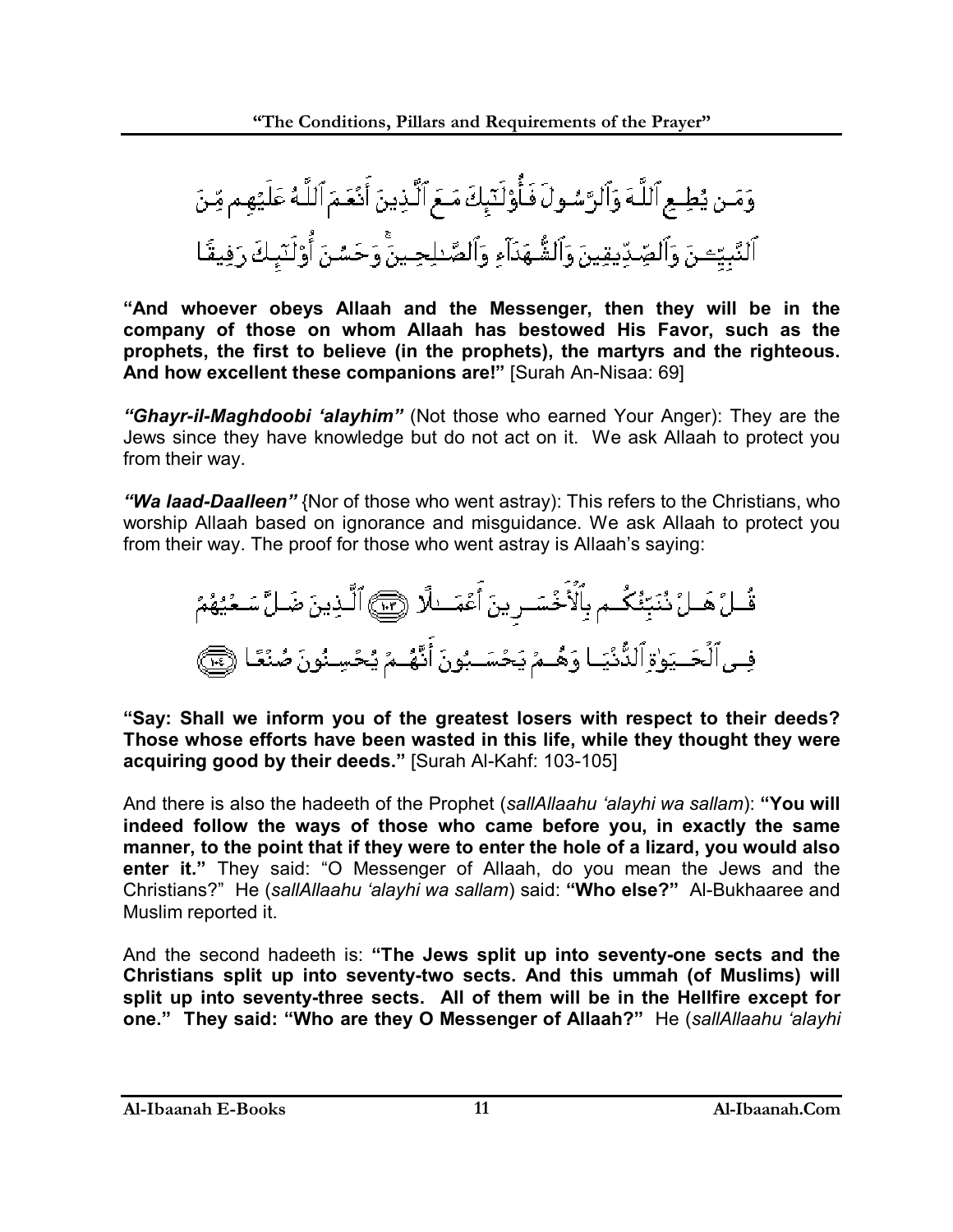وَمَن يُطِعِ ٱللَّهَ وَٱلرَّسُولَ فَأُوْلَـٰٓئِكَ مَعَ ٱلَّذِينَ أَنۡعَمَ ٱللَّهُ عَلَيۡهِم مِّنَ ٱلنَّبِيِّـۧنَ وَٱلصِّدِّيقِينَ وَٱلشُّهَدَآءِ وَٱلصَّـٰلِحِينَ ۚ وَحَسُنَ أُوْلَـٰٓئِكَ رَفِيقًا

**"And whoever obeys Allaah and the Messenger, then they will be in the company of those on whom Allaah has bestowed His Favor, such as the prophets, the first to believe (in the prophets), the martyrs and the righteous. And how excellent these companions are!"** [Surah An-Nisaa: 69]

***"Ghayr-il-Maghdoobi 'alayhim"*** (Not those who earned Your Anger): They are the Jews since they have knowledge but do not act on it. We ask Allaah to protect you from their way.

***"Wa laad-Daalleen"*** {Nor of those who went astray): This refers to the Christians, who worship Allaah based on ignorance and misguidance. We ask Allaah to protect you from their way. The proof for those who went astray is Allaah's saying:

قُلۡ هَلۡ نُنَبِّئُكُم بِٱلۡأَخۡسَرِينَ أَعۡمَـٰلًا ﴿١٠٣﴾ ٱلَّذِينَ ضَلَّ سَعۡيُهُمۡ فِى ٱلۡحَيَوٰةِ ٱلدُّنۡيَا وَهُمۡ يَحۡسَبُونَ أَنَّهُمۡ يُحۡسِنُونَ صُنۡعًا ﴿١٠٤﴾

**"Say: Shall we inform you of the greatest losers with respect to their deeds? Those whose efforts have been wasted in this life, while they thought they were acquiring good by their deeds."** [Surah Al-Kahf: 103-105]

And there is also the hadeeth of the Prophet (*sallAllaahu 'alayhi wa sallam*): **"You will indeed follow the ways of those who came before you, in exactly the same manner, to the point that if they were to enter the hole of a lizard, you would also enter it."** They said: "O Messenger of Allaah, do you mean the Jews and the Christians?" He (*sallAllaahu 'alayhi wa sallam*) said: **"Who else?"** Al-Bukhaaree and Muslim reported it.

And the second hadeeth is: **"The Jews split up into seventy-one sects and the Christians split up into seventy-two sects. And this ummah (of Muslims) will split up into seventy-three sects. All of them will be in the Hellfire except for one." They said: "Who are they O Messenger of Allaah?"** He (*sallAllaahu 'alayhi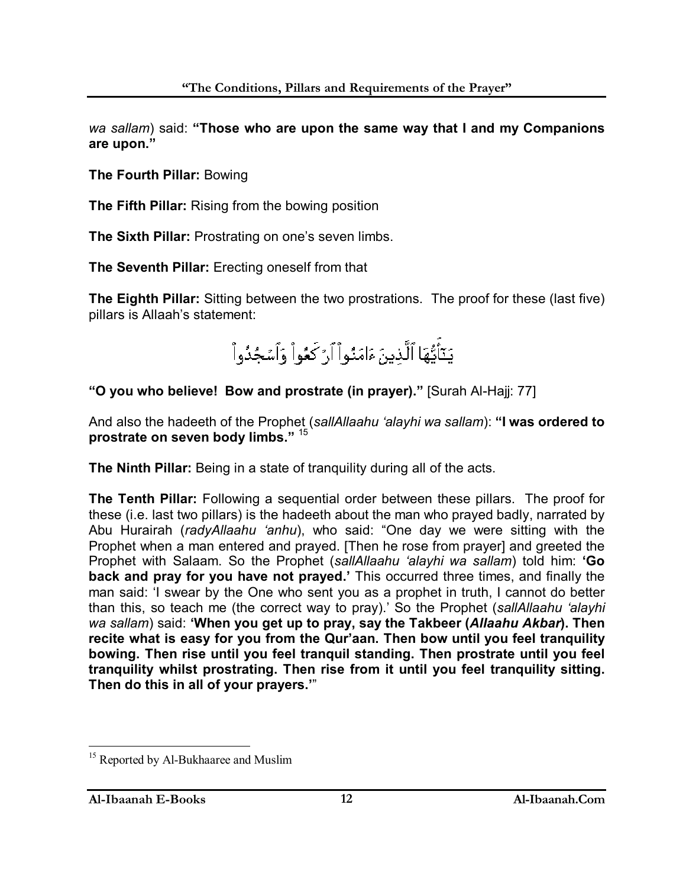*wa sallam*) said: **"Those who are upon the same way that I and my Companions are upon."**

**The Fourth Pillar:** Bowing

**The Fifth Pillar:** Rising from the bowing position

**The Sixth Pillar:** Prostrating on one's seven limbs.

**The Seventh Pillar:** Erecting oneself from that

**The Eighth Pillar:** Sitting between the two prostrations. The proof for these (last five) pillars is Allaah's statement:

يَـٰٓأَيُّهَا ٱلَّذِينَ ءَامَنُوا۟ ٱرْكَعُوا۟ وَٱسْجُدُوا۟

**"O you who believe! Bow and prostrate (in prayer)."** [Surah Al-Hajj: 77]

And also the hadeeth of the Prophet (*sallAllaahu 'alayhi wa sallam*): **"I was ordered to prostrate on seven body limbs."** [15]

**The Ninth Pillar:** Being in a state of tranquility during all of the acts.

**The Tenth Pillar:** Following a sequential order between these pillars. The proof for these (i.e. last two pillars) is the hadeeth about the man who prayed badly, narrated by Abu Hurairah (*radyAllaahu 'anhu*), who said: "One day we were sitting with the Prophet when a man entered and prayed. [Then he rose from prayer] and greeted the Prophet with Salaam. So the Prophet (*sallAllaahu 'alayhi wa sallam*) told him: **'Go back and pray for you have not prayed.'** This occurred three times, and finally the man said: 'I swear by the One who sent you as a prophet in truth, I cannot do better than this, so teach me (the correct way to pray).' So the Prophet (*sallAllaahu 'alayhi wa sallam*) said: **'When you get up to pray, say the Takbeer (*Allaahu Akbar*). Then recite what is easy for you from the Qur'aan. Then bow until you feel tranquility bowing. Then rise until you feel tranquil standing. Then prostrate until you feel tranquility whilst prostrating. Then rise from it until you feel tranquility sitting. Then do this in all of your prayers.'**"

---

[15] Reported by Al-Bukhaaree and Muslim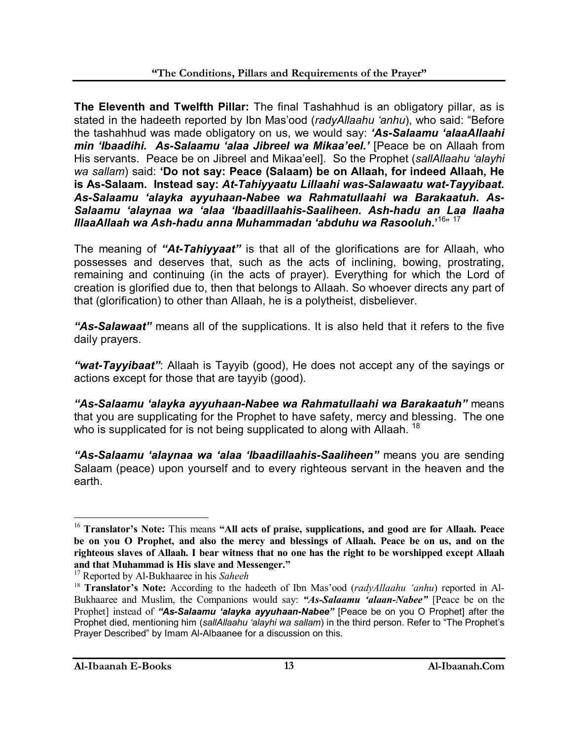**The Eleventh and Twelfth Pillar:** The final Tashahhud is an obligatory pillar, as is stated in the hadeeth reported by Ibn Mas'ood (*radyAllaahu 'anhu*), who said: "Before the tashahhud was made obligatory on us, we would say: ***'As-Salaamu 'alaaAllaahi min 'Ibaadihi. As-Salaamu 'alaa Jibreel wa Mikaa'eel.'*** [Peace be on Allaah from His servants. Peace be on Jibreel and Mikaa'eel]. So the Prophet (*sallAllaahu 'alayhi wa sallam*) said: **'Do not say: Peace (Salaam) be on Allaah, for indeed Allaah, He is As-Salaam. Instead say: *At-Tahiyyaatu Lillaahi was-Salawaatu wat-Tayyibaat. As-Salaamu 'alayka ayyuhaan-Nabee wa Rahmatullaahi wa Barakaatuh. As-Salaamu 'alaynaa wa 'alaa 'Ibaadillaahis-Saaliheen. Ash-hadu an Laa Ilaaha IllaaAllaah wa Ash-hadu anna Muhammadan 'abduhu wa Rasooluh.*'**[16]" [17]

The meaning of ***"At-Tahiyyaat"*** is that all of the glorifications are for Allaah, who possesses and deserves that, such as the acts of inclining, bowing, prostrating, remaining and continuing (in the acts of prayer). Everything for which the Lord of creation is glorified due to, then that belongs to Allaah. So whoever directs any part of that (glorification) to other than Allaah, he is a polytheist, disbeliever.

***"As-Salawaat"*** means all of the supplications. It is also held that it refers to the five daily prayers.

***"wat-Tayyibaat"***: Allaah is Tayyib (good), He does not accept any of the sayings or actions except for those that are tayyib (good).

***"As-Salaamu 'alayka ayyuhaan-Nabee wa Rahmatullaahi wa Barakaatuh"*** means that you are supplicating for the Prophet to have safety, mercy and blessing. The one who is supplicated for is not being supplicated to along with Allaah. [18]

***"As-Salaamu 'alaynaa wa 'alaa 'Ibaadillaahis-Saaliheen"*** means you are sending Salaam (peace) upon yourself and to every righteous servant in the heaven and the earth.

---

[16] **Translator's Note:** This means **"All acts of praise, supplications, and good are for Allaah. Peace be on you O Prophet, and also the mercy and blessings of Allaah. Peace be on us, and on the righteous slaves of Allaah. I bear witness that no one has the right to be worshipped except Allaah and that Muhammad is His slave and Messenger."**

[17] Reported by Al-Bukhaaree in his *Saheeh*

[18] **Translator's Note:** According to the hadeeth of Ibn Mas'ood (*radyAllaahu 'anhu*) reported in Al-Bukhaaree and Muslim, the Companions would say: ***"As-Salaamu 'alaan-Nabee"*** [Peace be on the Prophet] instead of ***"As-Salaamu 'alayka ayyuhaan-Nabee"*** [Peace be on you O Prophet] after the Prophet died, mentioning him (*sallAllaahu 'alayhi wa sallam*) in the third person. Refer to "The Prophet's Prayer Described" by Imam Al-Albaanee for a discussion on this.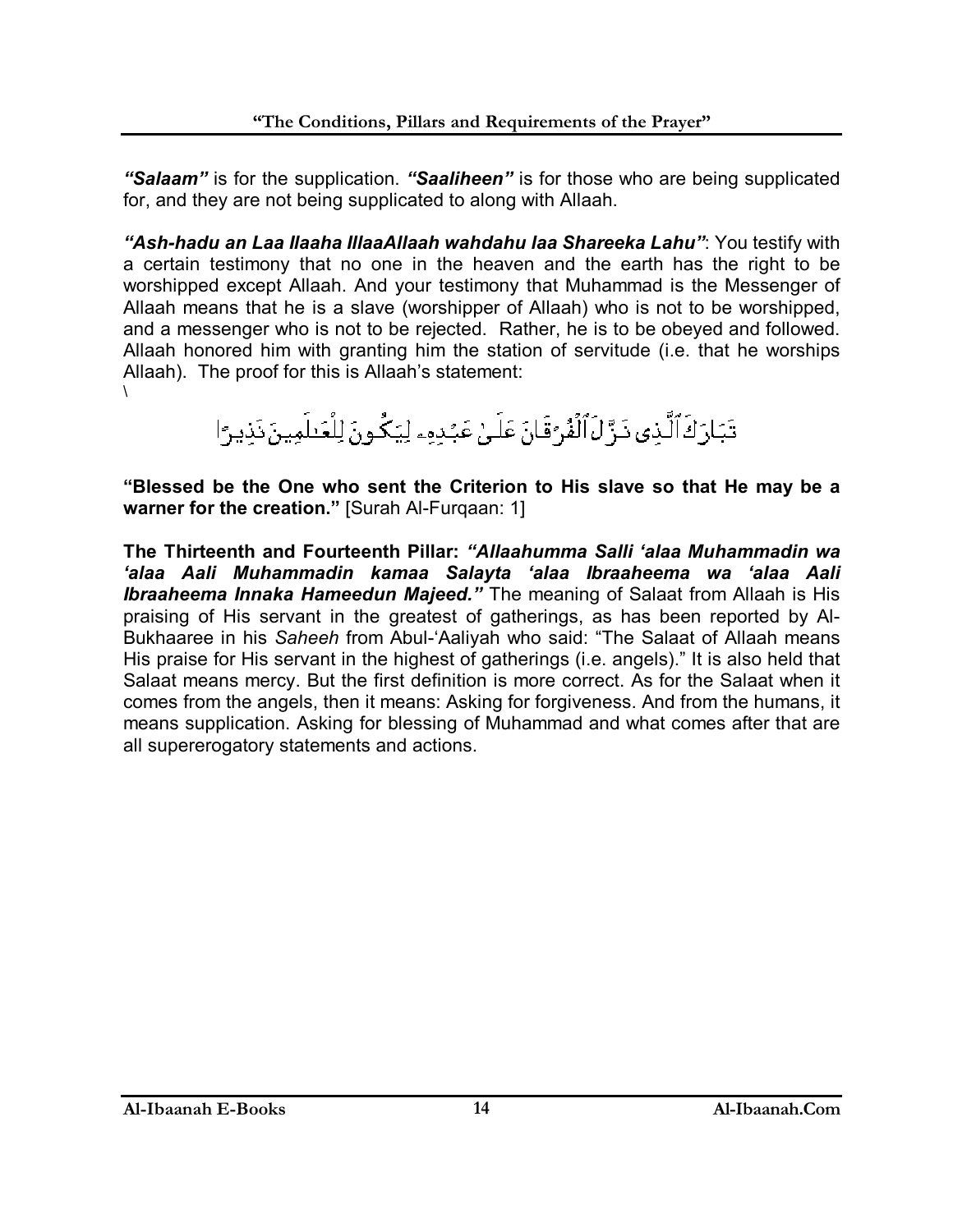***"Salaam"*** is for the supplication. ***"Saaliheen"*** is for those who are being supplicated for, and they are not being supplicated to along with Allaah.

***"Ash-hadu an Laa Ilaaha IllaaAllaah wahdahu laa Shareeka Lahu"***: You testify with a certain testimony that no one in the heaven and the earth has the right to be worshipped except Allaah. And your testimony that Muhammad is the Messenger of Allaah means that he is a slave (worshipper of Allaah) who is not to be worshipped, and a messenger who is not to be rejected. Rather, he is to be obeyed and followed. Allaah honored him with granting him the station of servitude (i.e. that he worships Allaah). The proof for this is Allaah's statement:
\

تَبَارَكَ ٱلَّذِى نَزَّلَ ٱلْفُرْقَانَ عَلَىٰ عَبْدِهِۦ لِيَكُونَ لِلْعَٰلَمِينَ نَذِيرًا

**"Blessed be the One who sent the Criterion to His slave so that He may be a warner for the creation."** [Surah Al-Furqaan: 1]

**The Thirteenth and Fourteenth Pillar:** ***"Allaahumma Salli 'alaa Muhammadin wa 'alaa Aali Muhammadin kamaa Salayta 'alaa Ibraaheema wa 'alaa Aali Ibraaheema Innaka Hameedun Majeed."*** The meaning of Salaat from Allaah is His praising of His servant in the greatest of gatherings, as has been reported by Al-Bukhaaree in his *Saheeh* from Abul-'Aaliyah who said: "The Salaat of Allaah means His praise for His servant in the highest of gatherings (i.e. angels)." It is also held that Salaat means mercy. But the first definition is more correct. As for the Salaat when it comes from the angels, then it means: Asking for forgiveness. And from the humans, it means supplication. Asking for blessing of Muhammad and what comes after that are all supererogatory statements and actions.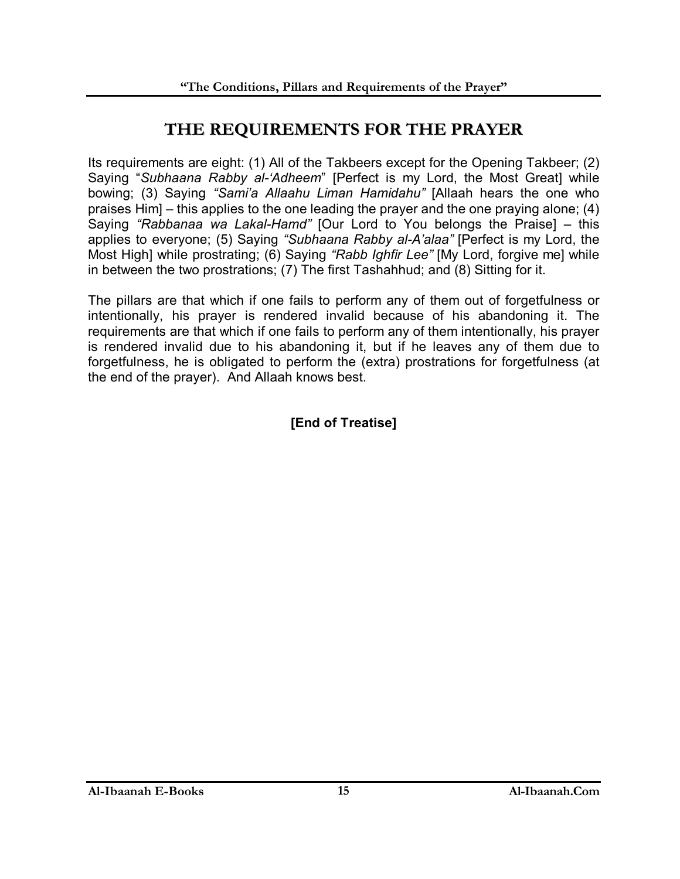## THE REQUIREMENTS FOR THE PRAYER

Its requirements are eight: (1) All of the Takbeers except for the Opening Takbeer; (2) Saying "*Subhaana Rabby al-'Adheem*" [Perfect is my Lord, the Most Great] while bowing; (3) Saying *"Sami'a Allaahu Liman Hamidahu"* [Allaah hears the one who praises Him] – this applies to the one leading the prayer and the one praying alone; (4) Saying *"Rabbanaa wa Lakal-Hamd"* [Our Lord to You belongs the Praise] – this applies to everyone; (5) Saying *"Subhaana Rabby al-A'alaa"* [Perfect is my Lord, the Most High] while prostrating; (6) Saying *"Rabb Ighfir Lee"* [My Lord, forgive me] while in between the two prostrations; (7) The first Tashahhud; and (8) Sitting for it.

The pillars are that which if one fails to perform any of them out of forgetfulness or intentionally, his prayer is rendered invalid because of his abandoning it. The requirements are that which if one fails to perform any of them intentionally, his prayer is rendered invalid due to his abandoning it, but if he leaves any of them due to forgetfulness, he is obligated to perform the (extra) prostrations for forgetfulness (at the end of the prayer). And Allaah knows best.

**[End of Treatise]**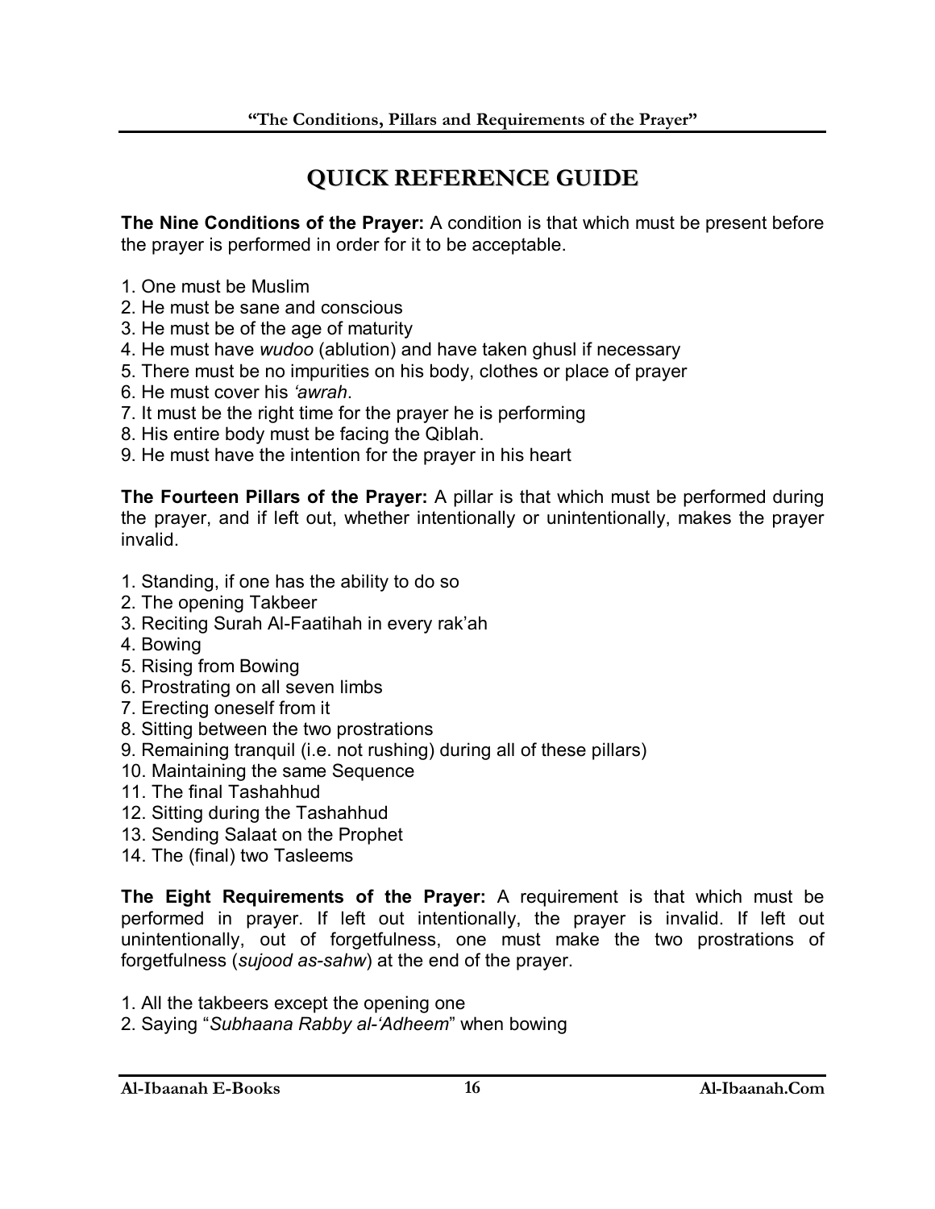# QUICK REFERENCE GUIDE

**The Nine Conditions of the Prayer:** A condition is that which must be present before the prayer is performed in order for it to be acceptable.

1. One must be Muslim
2. He must be sane and conscious
3. He must be of the age of maturity
4. He must have *wudoo* (ablution) and have taken ghusl if necessary
5. There must be no impurities on his body, clothes or place of prayer
6. He must cover his *'awrah*.
7. It must be the right time for the prayer he is performing
8. His entire body must be facing the Qiblah.
9. He must have the intention for the prayer in his heart

**The Fourteen Pillars of the Prayer:** A pillar is that which must be performed during the prayer, and if left out, whether intentionally or unintentionally, makes the prayer invalid.

1. Standing, if one has the ability to do so
2. The opening Takbeer
3. Reciting Surah Al-Faatihah in every rak'ah
4. Bowing
5. Rising from Bowing
6. Prostrating on all seven limbs
7. Erecting oneself from it
8. Sitting between the two prostrations
9. Remaining tranquil (i.e. not rushing) during all of these pillars)
10. Maintaining the same Sequence
11. The final Tashahhud
12. Sitting during the Tashahhud
13. Sending Salaat on the Prophet
14. The (final) two Tasleems

**The Eight Requirements of the Prayer:** A requirement is that which must be performed in prayer. If left out intentionally, the prayer is invalid. If left out unintentionally, out of forgetfulness, one must make the two prostrations of forgetfulness (*sujood as-sahw*) at the end of the prayer.

1. All the takbeers except the opening one
2. Saying "*Subhaana Rabby al-'Adheem*" when bowing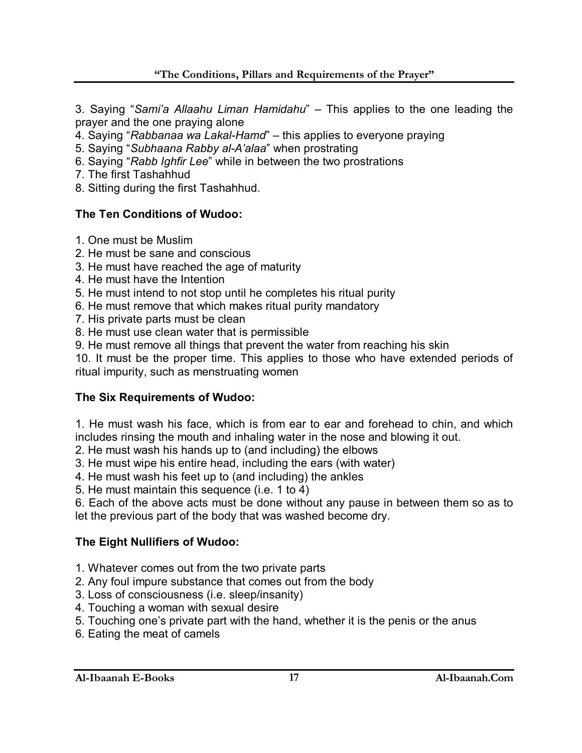3. Saying "*Sami'a Allaahu Liman Hamidahu*" – This applies to the one leading the prayer and the one praying alone
4. Saying "*Rabbanaa wa Lakal-Hamd*" – this applies to everyone praying
5. Saying "*Subhaana Rabby al-A'alaa*" when prostrating
6. Saying "*Rabb Ighfir Lee*" while in between the two prostrations
7. The first Tashahhud
8. Sitting during the first Tashahhud.

**The Ten Conditions of Wudoo:**

1. One must be Muslim
2. He must be sane and conscious
3. He must have reached the age of maturity
4. He must have the Intention
5. He must intend to not stop until he completes his ritual purity
6. He must remove that which makes ritual purity mandatory
7. His private parts must be clean
8. He must use clean water that is permissible
9. He must remove all things that prevent the water from reaching his skin
10. It must be the proper time. This applies to those who have extended periods of ritual impurity, such as menstruating women

**The Six Requirements of Wudoo:**

1. He must wash his face, which is from ear to ear and forehead to chin, and which includes rinsing the mouth and inhaling water in the nose and blowing it out.
2. He must wash his hands up to (and including) the elbows
3. He must wipe his entire head, including the ears (with water)
4. He must wash his feet up to (and including) the ankles
5. He must maintain this sequence (i.e. 1 to 4)
6. Each of the above acts must be done without any pause in between them so as to let the previous part of the body that was washed become dry.

**The Eight Nullifiers of Wudoo:**

1. Whatever comes out from the two private parts
2. Any foul impure substance that comes out from the body
3. Loss of consciousness (i.e. sleep/insanity)
4. Touching a woman with sexual desire
5. Touching one's private part with the hand, whether it is the penis or the anus
6. Eating the meat of camels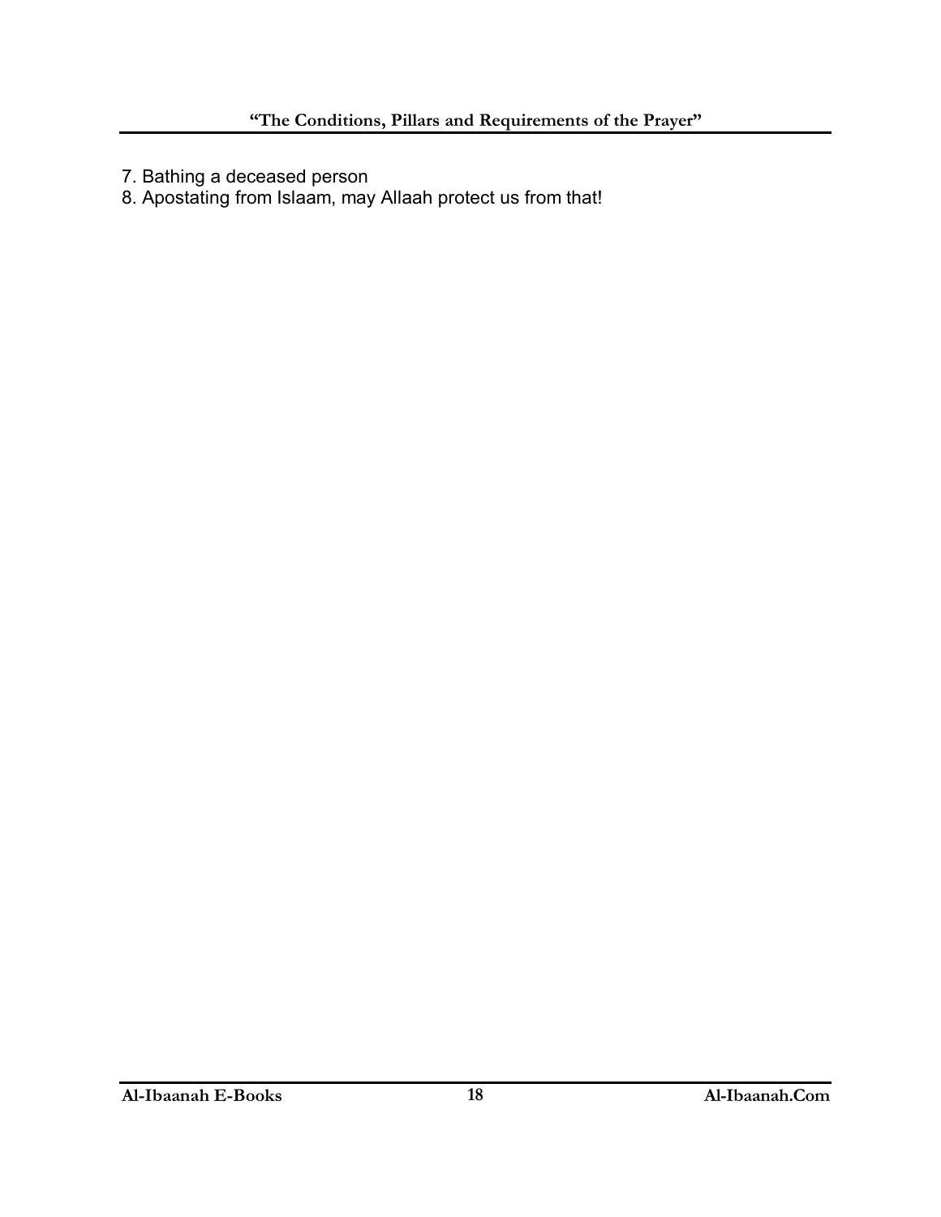7. Bathing a deceased person
8. Apostating from Islaam, may Allaah protect us from that!